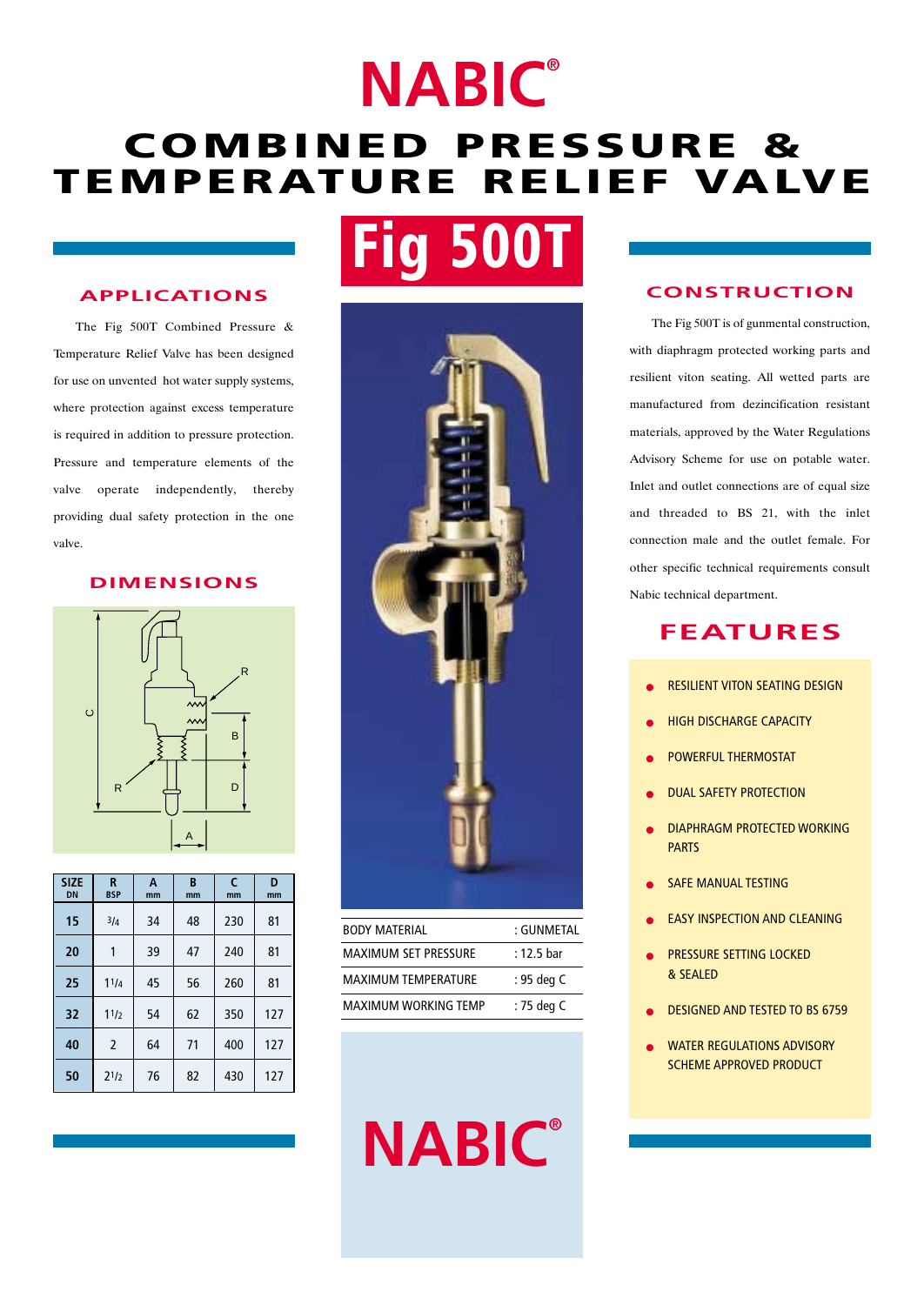# NABIC®

# COMBINED PRESSURE & TEMPERATURE RELIEF VALVE

# Fig 500T

## APPLICATIONS

The Fig 500T Combined Pressure & Temperature Relief Valve has been designed for use on unvented hot water supply systems, where protection against excess temperature is required in addition to pressure protection. Pressure and temperature elements of the valve operate independently, thereby providing dual safety protection in the one valve.

## DIMENSIONS

R

C

B

R

D

A

| SIZE DN | R BSP | A mm | B mm | C mm | D mm |
|---|---|---|---|---|---|
| 15 | 3/4 | 34 | 48 | 230 | 81 |
| 20 | 1 | 39 | 47 | 240 | 81 |
| 25 | 1 1/4 | 45 | 56 | 260 | 81 |
| 32 | 1 1/2 | 54 | 62 | 350 | 127 |
| 40 | 2 | 64 | 71 | 400 | 127 |
| 50 | 2 1/2 | 76 | 82 | 430 | 127 |

| | |
|---|---|
| BODY MATERIAL | : GUNMETAL |
| MAXIMUM SET PRESSURE | : 12.5 bar |
| MAXIMUM TEMPERATURE | : 95 deg C |
| MAXIMUM WORKING TEMP | : 75 deg C |

## CONSTRUCTION

The Fig 500T is of gunmental construction, with diaphragm protected working parts and resilient viton seating. All wetted parts are manufactured from dezincification resistant materials, approved by the Water Regulations Advisory Scheme for use on potable water. Inlet and outlet connections are of equal size and threaded to BS 21, with the inlet connection male and the outlet female. For other specific technical requirements consult Nabic technical department.

## FEATURES

- RESILIENT VITON SEATING DESIGN
- HIGH DISCHARGE CAPACITY
- POWERFUL THERMOSTAT
- DUAL SAFETY PROTECTION
- DIAPHRAGM PROTECTED WORKING PARTS
- SAFE MANUAL TESTING
- EASY INSPECTION AND CLEANING
- PRESSURE SETTING LOCKED & SEALED
- DESIGNED AND TESTED TO BS 6759
- WATER REGULATIONS ADVISORY SCHEME APPROVED PRODUCT

NABIC®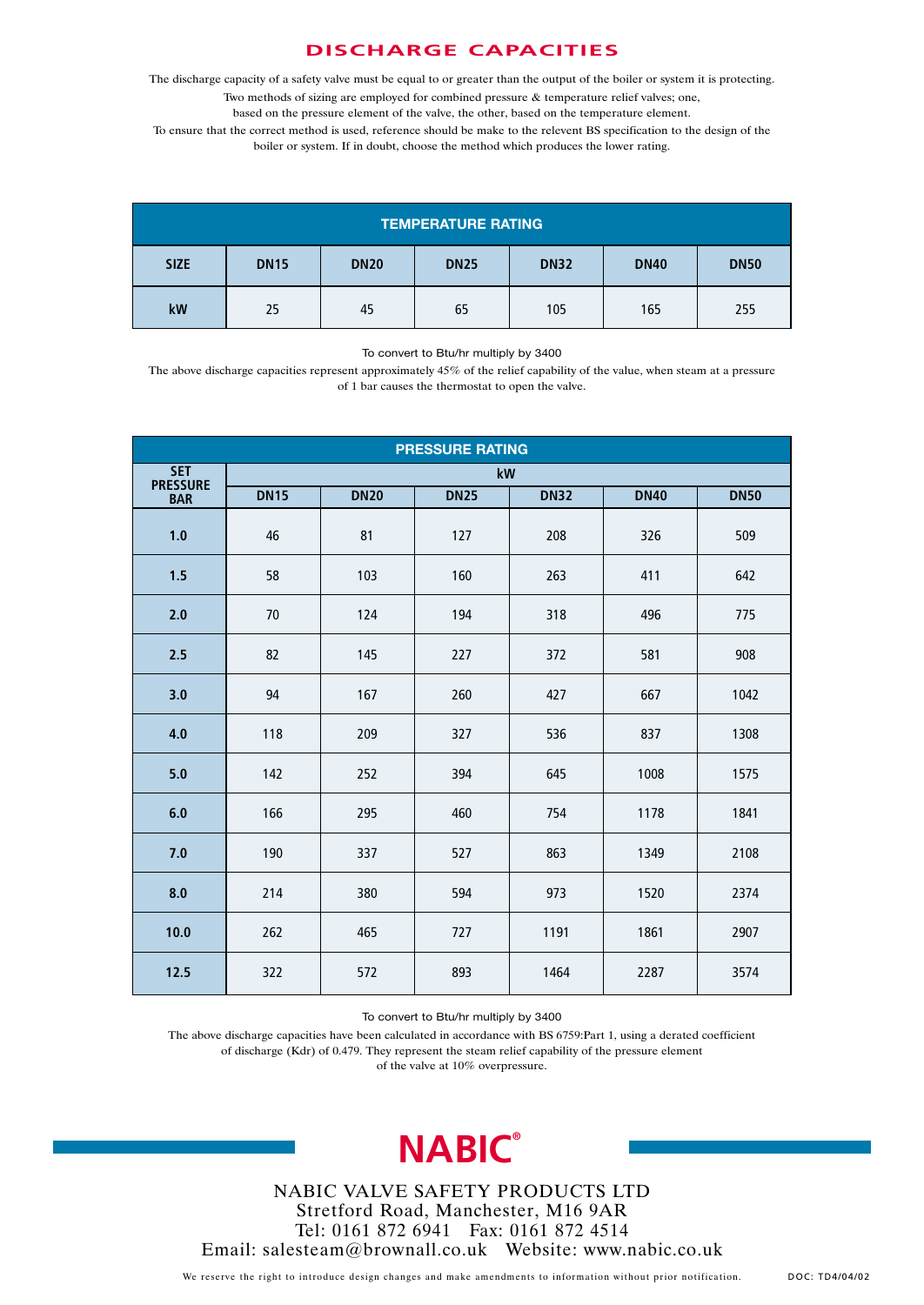# DISCHARGE CAPACITIES

The discharge capacity of a safety valve must be equal to or greater than the output of the boiler or system it is protecting.
Two methods of sizing are employed for combined pressure & temperature relief valves; one,
based on the pressure element of the valve, the other, based on the temperature element.
To ensure that the correct method is used, reference should be make to the relevent BS specification to the design of the boiler or system. If in doubt, choose the method which produces the lower rating.

| TEMPERATURE RATING | | | | | | |
|---|---|---|---|---|---|---|
| SIZE | DN15 | DN20 | DN25 | DN32 | DN40 | DN50 |
| kW | 25 | 45 | 65 | 105 | 165 | 255 |

To convert to Btu/hr multiply by 3400

The above discharge capacities represent approximately 45% of the relief capability of the value, when steam at a pressure of 1 bar causes the thermostat to open the valve.

| PRESSURE RATING | | | | | | |
|---|---|---|---|---|---|---|
| SET PRESSURE BAR | kW | | | | | |
| | DN15 | DN20 | DN25 | DN32 | DN40 | DN50 |
| 1.0 | 46 | 81 | 127 | 208 | 326 | 509 |
| 1.5 | 58 | 103 | 160 | 263 | 411 | 642 |
| 2.0 | 70 | 124 | 194 | 318 | 496 | 775 |
| 2.5 | 82 | 145 | 227 | 372 | 581 | 908 |
| 3.0 | 94 | 167 | 260 | 427 | 667 | 1042 |
| 4.0 | 118 | 209 | 327 | 536 | 837 | 1308 |
| 5.0 | 142 | 252 | 394 | 645 | 1008 | 1575 |
| 6.0 | 166 | 295 | 460 | 754 | 1178 | 1841 |
| 7.0 | 190 | 337 | 527 | 863 | 1349 | 2108 |
| 8.0 | 214 | 380 | 594 | 973 | 1520 | 2374 |
| 10.0 | 262 | 465 | 727 | 1191 | 1861 | 2907 |
| 12.5 | 322 | 572 | 893 | 1464 | 2287 | 3574 |

To convert to Btu/hr multiply by 3400

The above discharge capacities have been calculated in accordance with BS 6759:Part 1, using a derated coefficient of discharge (Kdr) of 0.479. They represent the steam relief capability of the pressure element of the valve at 10% overpressure.

**NABIC®**

NABIC VALVE SAFETY PRODUCTS LTD
Stretford Road, Manchester, M16 9AR
Tel: 0161 872 6941 Fax: 0161 872 4514
Email: salesteam@brownall.co.uk Website: www.nabic.co.uk

We reserve the right to introduce design changes and make amendments to information without prior notification.

DOC: TD4/04/02